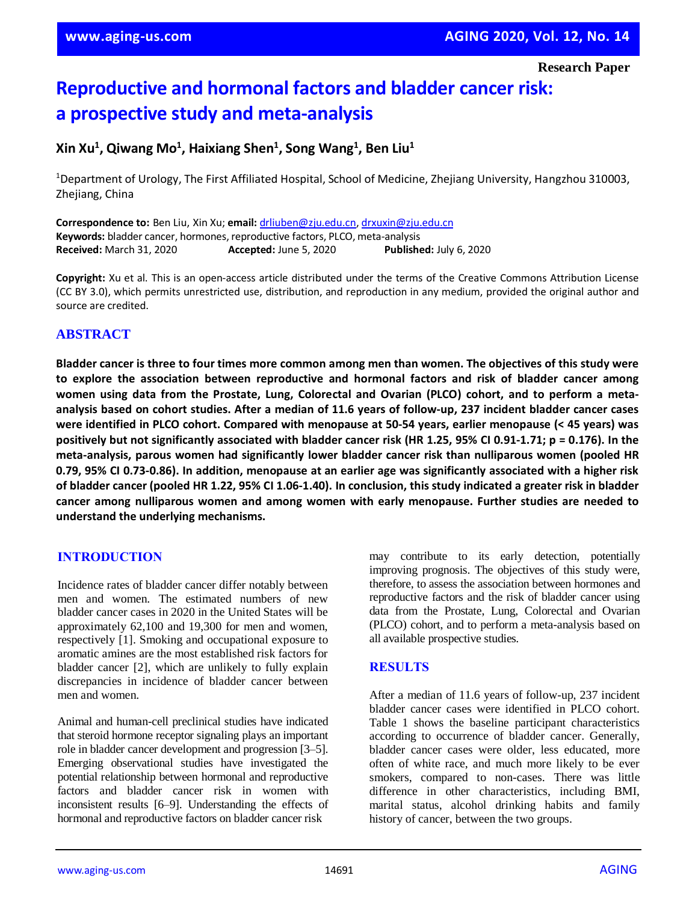Research Paper

# Reproductive and hormonal factors and bladder cancer risk: a prospective study and meta-analysis

**Xin Xu[1], Qiwang Mo[1], Haixiang Shen[1], Song Wang[1], Ben Liu[1]**

[1]Department of Urology, The First Affiliated Hospital, School of Medicine, Zhejiang University, Hangzhou 310003, Zhejiang, China

**Correspondence to:** Ben Liu, Xin Xu; **email:** drliuben@zju.edu.cn, drxuxin@zju.edu.cn
**Keywords:** bladder cancer, hormones, reproductive factors, PLCO, meta-analysis
**Received:** March 31, 2020 **Accepted:** June 5, 2020 **Published:** July 6, 2020

**Copyright:** Xu et al. This is an open-access article distributed under the terms of the Creative Commons Attribution License (CC BY 3.0), which permits unrestricted use, distribution, and reproduction in any medium, provided the original author and source are credited.

## ABSTRACT

**Bladder cancer is three to four times more common among men than women. The objectives of this study were to explore the association between reproductive and hormonal factors and risk of bladder cancer among women using data from the Prostate, Lung, Colorectal and Ovarian (PLCO) cohort, and to perform a meta-analysis based on cohort studies. After a median of 11.6 years of follow-up, 237 incident bladder cancer cases were identified in PLCO cohort. Compared with menopause at 50-54 years, earlier menopause (< 45 years) was positively but not significantly associated with bladder cancer risk (HR 1.25, 95% CI 0.91-1.71; p = 0.176). In the meta-analysis, parous women had significantly lower bladder cancer risk than nulliparous women (pooled HR 0.79, 95% CI 0.73-0.86). In addition, menopause at an earlier age was significantly associated with a higher risk of bladder cancer (pooled HR 1.22, 95% CI 1.06-1.40). In conclusion, this study indicated a greater risk in bladder cancer among nulliparous women and among women with early menopause. Further studies are needed to understand the underlying mechanisms.**

## INTRODUCTION

Incidence rates of bladder cancer differ notably between men and women. The estimated numbers of new bladder cancer cases in 2020 in the United States will be approximately 62,100 and 19,300 for men and women, respectively [1]. Smoking and occupational exposure to aromatic amines are the most established risk factors for bladder cancer [2], which are unlikely to fully explain discrepancies in incidence of bladder cancer between men and women.

Animal and human-cell preclinical studies have indicated that steroid hormone receptor signaling plays an important role in bladder cancer development and progression [3–5]. Emerging observational studies have investigated the potential relationship between hormonal and reproductive factors and bladder cancer risk in women with inconsistent results [6–9]. Understanding the effects of hormonal and reproductive factors on bladder cancer risk may contribute to its early detection, potentially improving prognosis. The objectives of this study were, therefore, to assess the association between hormones and reproductive factors and the risk of bladder cancer using data from the Prostate, Lung, Colorectal and Ovarian (PLCO) cohort, and to perform a meta-analysis based on all available prospective studies.

## RESULTS

After a median of 11.6 years of follow-up, 237 incident bladder cancer cases were identified in PLCO cohort. Table 1 shows the baseline participant characteristics according to occurrence of bladder cancer. Generally, bladder cancer cases were older, less educated, more often of white race, and much more likely to be ever smokers, compared to non-cases. There was little difference in other characteristics, including BMI, marital status, alcohol drinking habits and family history of cancer, between the two groups.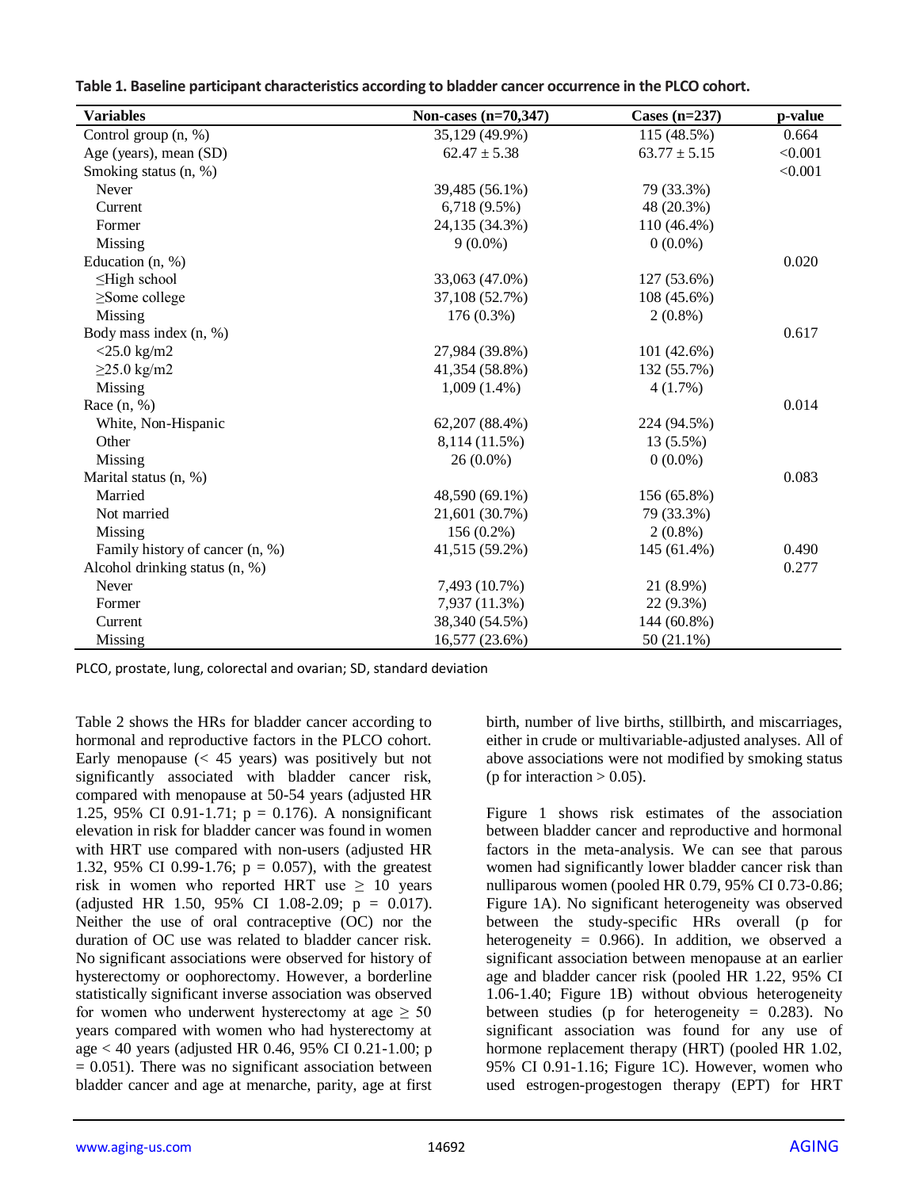**Table 1. Baseline participant characteristics according to bladder cancer occurrence in the PLCO cohort.**

| Variables | Non-cases (n=70,347) | Cases (n=237) | p-value |
|---|---|---|---|
| Control group (n, %) | 35,129 (49.9%) | 115 (48.5%) | 0.664 |
| Age (years), mean (SD) | 62.47 ± 5.38 | 63.77 ± 5.15 | <0.001 |
| Smoking status (n, %) | | | <0.001 |
| Never | 39,485 (56.1%) | 79 (33.3%) | |
| Current | 6,718 (9.5%) | 48 (20.3%) | |
| Former | 24,135 (34.3%) | 110 (46.4%) | |
| Missing | 9 (0.0%) | 0 (0.0%) | |
| Education (n, %) | | | 0.020 |
| ≤High school | 33,063 (47.0%) | 127 (53.6%) | |
| ≥Some college | 37,108 (52.7%) | 108 (45.6%) | |
| Missing | 176 (0.3%) | 2 (0.8%) | |
| Body mass index (n, %) | | | 0.617 |
| <25.0 kg/m2 | 27,984 (39.8%) | 101 (42.6%) | |
| ≥25.0 kg/m2 | 41,354 (58.8%) | 132 (55.7%) | |
| Missing | 1,009 (1.4%) | 4 (1.7%) | |
| Race (n, %) | | | 0.014 |
| White, Non-Hispanic | 62,207 (88.4%) | 224 (94.5%) | |
| Other | 8,114 (11.5%) | 13 (5.5%) | |
| Missing | 26 (0.0%) | 0 (0.0%) | |
| Marital status (n, %) | | | 0.083 |
| Married | 48,590 (69.1%) | 156 (65.8%) | |
| Not married | 21,601 (30.7%) | 79 (33.3%) | |
| Missing | 156 (0.2%) | 2 (0.8%) | |
| Family history of cancer (n, %) | 41,515 (59.2%) | 145 (61.4%) | 0.490 |
| Alcohol drinking status (n, %) | | | 0.277 |
| Never | 7,493 (10.7%) | 21 (8.9%) | |
| Former | 7,937 (11.3%) | 22 (9.3%) | |
| Current | 38,340 (54.5%) | 144 (60.8%) | |
| Missing | 16,577 (23.6%) | 50 (21.1%) | |

PLCO, prostate, lung, colorectal and ovarian; SD, standard deviation

Table 2 shows the HRs for bladder cancer according to hormonal and reproductive factors in the PLCO cohort. Early menopause (< 45 years) was positively but not significantly associated with bladder cancer risk, compared with menopause at 50-54 years (adjusted HR 1.25, 95% CI 0.91-1.71; p = 0.176). A nonsignificant elevation in risk for bladder cancer was found in women with HRT use compared with non-users (adjusted HR 1.32, 95% CI 0.99-1.76; p = 0.057), with the greatest risk in women who reported HRT use ≥ 10 years (adjusted HR 1.50, 95% CI 1.08-2.09; p = 0.017). Neither the use of oral contraceptive (OC) nor the duration of OC use was related to bladder cancer risk. No significant associations were observed for history of hysterectomy or oophorectomy. However, a borderline statistically significant inverse association was observed for women who underwent hysterectomy at age ≥ 50 years compared with women who had hysterectomy at age < 40 years (adjusted HR 0.46, 95% CI 0.21-1.00; p = 0.051). There was no significant association between bladder cancer and age at menarche, parity, age at first birth, number of live births, stillbirth, and miscarriages, either in crude or multivariable-adjusted analyses. All of above associations were not modified by smoking status (p for interaction > 0.05).

Figure 1 shows risk estimates of the association between bladder cancer and reproductive and hormonal factors in the meta-analysis. We can see that parous women had significantly lower bladder cancer risk than nulliparous women (pooled HR 0.79, 95% CI 0.73-0.86; Figure 1A). No significant heterogeneity was observed between the study-specific HRs overall (p for heterogeneity = 0.966). In addition, we observed a significant association between menopause at an earlier age and bladder cancer risk (pooled HR 1.22, 95% CI 1.06-1.40; Figure 1B) without obvious heterogeneity between studies (p for heterogeneity = 0.283). No significant association was found for any use of hormone replacement therapy (HRT) (pooled HR 1.02, 95% CI 0.91-1.16; Figure 1C). However, women who used estrogen-progestogen therapy (EPT) for HRT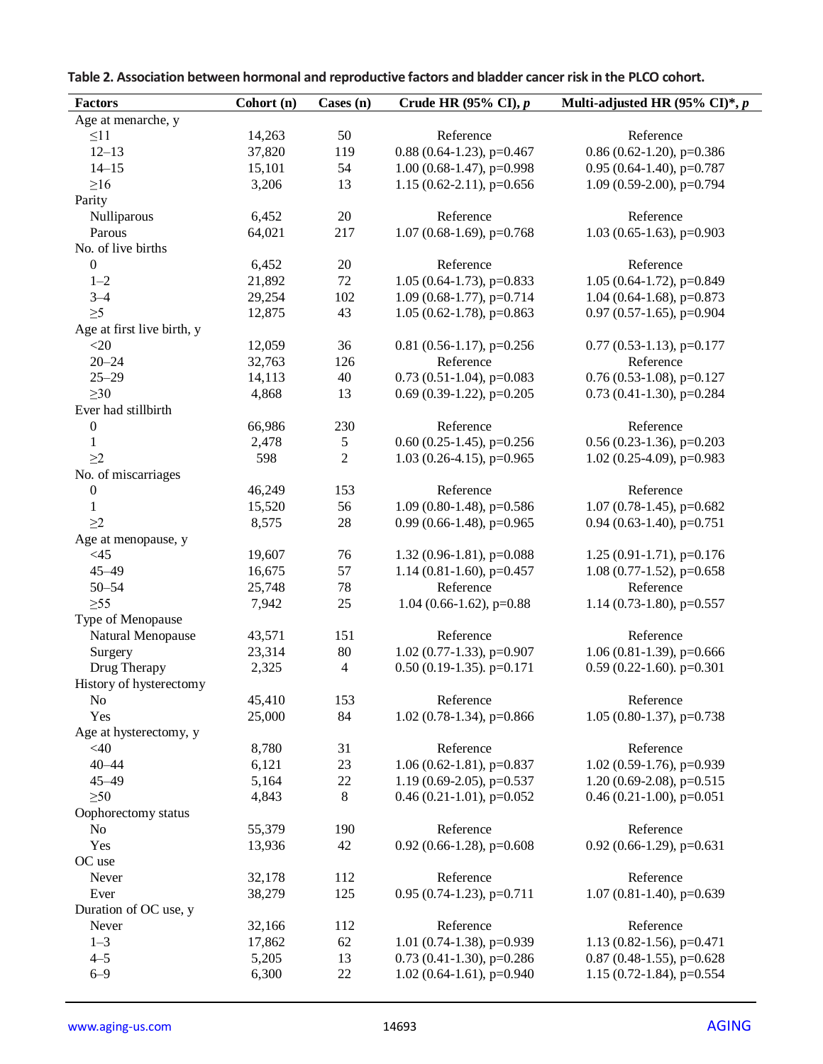**Table 2. Association between hormonal and reproductive factors and bladder cancer risk in the PLCO cohort.**

| Factors | Cohort (n) | Cases (n) | Crude HR (95% CI), *p* | Multi-adjusted HR (95% CI)*, *p* |
|---|---|---|---|---|
| Age at menarche, y | | | | |
| ≤11 | 14,263 | 50 | Reference | Reference |
| 12–13 | 37,820 | 119 | 0.88 (0.64-1.23), p=0.467 | 0.86 (0.62-1.20), p=0.386 |
| 14–15 | 15,101 | 54 | 1.00 (0.68-1.47), p=0.998 | 0.95 (0.64-1.40), p=0.787 |
| ≥16 | 3,206 | 13 | 1.15 (0.62-2.11), p=0.656 | 1.09 (0.59-2.00), p=0.794 |
| Parity | | | | |
| Nulliparous | 6,452 | 20 | Reference | Reference |
| Parous | 64,021 | 217 | 1.07 (0.68-1.69), p=0.768 | 1.03 (0.65-1.63), p=0.903 |
| No. of live births | | | | |
| 0 | 6,452 | 20 | Reference | Reference |
| 1–2 | 21,892 | 72 | 1.05 (0.64-1.73), p=0.833 | 1.05 (0.64-1.72), p=0.849 |
| 3–4 | 29,254 | 102 | 1.09 (0.68-1.77), p=0.714 | 1.04 (0.64-1.68), p=0.873 |
| ≥5 | 12,875 | 43 | 1.05 (0.62-1.78), p=0.863 | 0.97 (0.57-1.65), p=0.904 |
| Age at first live birth, y | | | | |
| <20 | 12,059 | 36 | 0.81 (0.56-1.17), p=0.256 | 0.77 (0.53-1.13), p=0.177 |
| 20–24 | 32,763 | 126 | Reference | Reference |
| 25–29 | 14,113 | 40 | 0.73 (0.51-1.04), p=0.083 | 0.76 (0.53-1.08), p=0.127 |
| ≥30 | 4,868 | 13 | 0.69 (0.39-1.22), p=0.205 | 0.73 (0.41-1.30), p=0.284 |
| Ever had stillbirth | | | | |
| 0 | 66,986 | 230 | Reference | Reference |
| 1 | 2,478 | 5 | 0.60 (0.25-1.45), p=0.256 | 0.56 (0.23-1.36), p=0.203 |
| ≥2 | 598 | 2 | 1.03 (0.26-4.15), p=0.965 | 1.02 (0.25-4.09), p=0.983 |
| No. of miscarriages | | | | |
| 0 | 46,249 | 153 | Reference | Reference |
| 1 | 15,520 | 56 | 1.09 (0.80-1.48), p=0.586 | 1.07 (0.78-1.45), p=0.682 |
| ≥2 | 8,575 | 28 | 0.99 (0.66-1.48), p=0.965 | 0.94 (0.63-1.40), p=0.751 |
| Age at menopause, y | | | | |
| <45 | 19,607 | 76 | 1.32 (0.96-1.81), p=0.088 | 1.25 (0.91-1.71), p=0.176 |
| 45–49 | 16,675 | 57 | 1.14 (0.81-1.60), p=0.457 | 1.08 (0.77-1.52), p=0.658 |
| 50–54 | 25,748 | 78 | Reference | Reference |
| ≥55 | 7,942 | 25 | 1.04 (0.66-1.62), p=0.88 | 1.14 (0.73-1.80), p=0.557 |
| Type of Menopause | | | | |
| Natural Menopause | 43,571 | 151 | Reference | Reference |
| Surgery | 23,314 | 80 | 1.02 (0.77-1.33), p=0.907 | 1.06 (0.81-1.39), p=0.666 |
| Drug Therapy | 2,325 | 4 | 0.50 (0.19-1.35). p=0.171 | 0.59 (0.22-1.60). p=0.301 |
| History of hysterectomy | | | | |
| No | 45,410 | 153 | Reference | Reference |
| Yes | 25,000 | 84 | 1.02 (0.78-1.34), p=0.866 | 1.05 (0.80-1.37), p=0.738 |
| Age at hysterectomy, y | | | | |
| <40 | 8,780 | 31 | Reference | Reference |
| 40–44 | 6,121 | 23 | 1.06 (0.62-1.81), p=0.837 | 1.02 (0.59-1.76), p=0.939 |
| 45–49 | 5,164 | 22 | 1.19 (0.69-2.05), p=0.537 | 1.20 (0.69-2.08), p=0.515 |
| ≥50 | 4,843 | 8 | 0.46 (0.21-1.01), p=0.052 | 0.46 (0.21-1.00), p=0.051 |
| Oophorectomy status | | | | |
| No | 55,379 | 190 | Reference | Reference |
| Yes | 13,936 | 42 | 0.92 (0.66-1.28), p=0.608 | 0.92 (0.66-1.29), p=0.631 |
| OC use | | | | |
| Never | 32,178 | 112 | Reference | Reference |
| Ever | 38,279 | 125 | 0.95 (0.74-1.23), p=0.711 | 1.07 (0.81-1.40), p=0.639 |
| Duration of OC use, y | | | | |
| Never | 32,166 | 112 | Reference | Reference |
| 1–3 | 17,862 | 62 | 1.01 (0.74-1.38), p=0.939 | 1.13 (0.82-1.56), p=0.471 |
| 4–5 | 5,205 | 13 | 0.73 (0.41-1.30), p=0.286 | 0.87 (0.48-1.55), p=0.628 |
| 6–9 | 6,300 | 22 | 1.02 (0.64-1.61), p=0.940 | 1.15 (0.72-1.84), p=0.554 |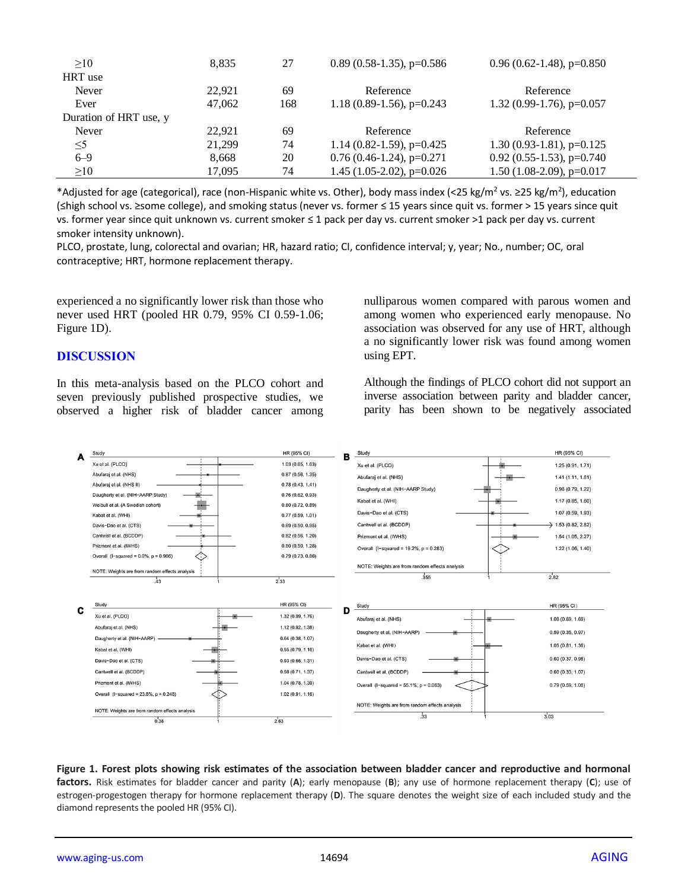| | | | | |
|---|---|---|---|---|
| ≥10 | 8,835 | 27 | 0.89 (0.58-1.35), p=0.586 | 0.96 (0.62-1.48), p=0.850 |
| HRT use | | | | |
| Never | 22,921 | 69 | Reference | Reference |
| Ever | 47,062 | 168 | 1.18 (0.89-1.56), p=0.243 | 1.32 (0.99-1.76), p=0.057 |
| Duration of HRT use, y | | | | |
| Never | 22,921 | 69 | Reference | Reference |
| ≤5 | 21,299 | 74 | 1.14 (0.82-1.59), p=0.425 | 1.30 (0.93-1.81), p=0.125 |
| 6–9 | 8,668 | 20 | 0.76 (0.46-1.24), p=0.271 | 0.92 (0.55-1.53), p=0.740 |
| ≥10 | 17,095 | 74 | 1.45 (1.05-2.02), p=0.026 | 1.50 (1.08-2.09), p=0.017 |

*Adjusted for age (categorical), race (non-Hispanic white vs. Other), body mass index (<25 kg/m$^2$ vs. ≥25 kg/m$^2$), education (≤high school vs. ≥some college), and smoking status (never vs. former ≤ 15 years since quit vs. former > 15 years since quit vs. former year since quit unknown vs. current smoker ≤ 1 pack per day vs. current smoker >1 pack per day vs. current smoker intensity unknown).

PLCO, prostate, lung, colorectal and ovarian; HR, hazard ratio; CI, confidence interval; y, year; No., number; OC, oral contraceptive; HRT, hormone replacement therapy.

experienced a no significantly lower risk than those who never used HRT (pooled HR 0.79, 95% CI 0.59-1.06; Figure 1D).

## DISCUSSION

In this meta-analysis based on the PLCO cohort and seven previously published prospective studies, we observed a higher risk of bladder cancer among nulliparous women compared with parous women and among women who experienced early menopause. No association was observed for any use of HRT, although a no significantly lower risk was found among women using EPT.

Although the findings of PLCO cohort did not support an inverse association between parity and bladder cancer, parity has been shown to be negatively associated

**Figure 1. Forest plots showing risk estimates of the association between bladder cancer and reproductive and hormonal factors.** Risk estimates for bladder cancer and parity (**A**); early menopause (**B**); any use of hormone replacement therapy (**C**); use of estrogen-progestogen therapy for hormone replacement therapy (**D**). The square denotes the weight size of each included study and the diamond represents the pooled HR (95% CI).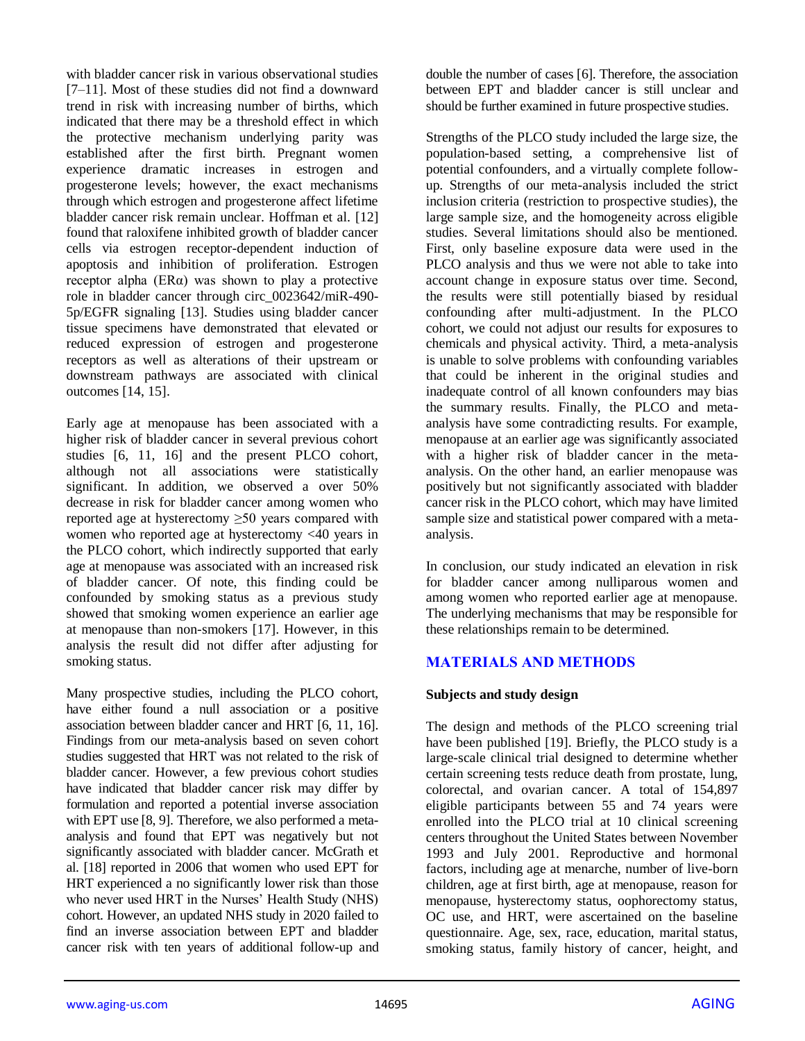with bladder cancer risk in various observational studies [7–11]. Most of these studies did not find a downward trend in risk with increasing number of births, which indicated that there may be a threshold effect in which the protective mechanism underlying parity was established after the first birth. Pregnant women experience dramatic increases in estrogen and progesterone levels; however, the exact mechanisms through which estrogen and progesterone affect lifetime bladder cancer risk remain unclear. Hoffman et al. [12] found that raloxifene inhibited growth of bladder cancer cells via estrogen receptor-dependent induction of apoptosis and inhibition of proliferation. Estrogen receptor alpha (ERα) was shown to play a protective role in bladder cancer through circ_0023642/miR-490-5p/EGFR signaling [13]. Studies using bladder cancer tissue specimens have demonstrated that elevated or reduced expression of estrogen and progesterone receptors as well as alterations of their upstream or downstream pathways are associated with clinical outcomes [14, 15].

Early age at menopause has been associated with a higher risk of bladder cancer in several previous cohort studies [6, 11, 16] and the present PLCO cohort, although not all associations were statistically significant. In addition, we observed a over 50% decrease in risk for bladder cancer among women who reported age at hysterectomy ≥50 years compared with women who reported age at hysterectomy <40 years in the PLCO cohort, which indirectly supported that early age at menopause was associated with an increased risk of bladder cancer. Of note, this finding could be confounded by smoking status as a previous study showed that smoking women experience an earlier age at menopause than non-smokers [17]. However, in this analysis the result did not differ after adjusting for smoking status.

Many prospective studies, including the PLCO cohort, have either found a null association or a positive association between bladder cancer and HRT [6, 11, 16]. Findings from our meta-analysis based on seven cohort studies suggested that HRT was not related to the risk of bladder cancer. However, a few previous cohort studies have indicated that bladder cancer risk may differ by formulation and reported a potential inverse association with EPT use [8, 9]. Therefore, we also performed a meta-analysis and found that EPT was negatively but not significantly associated with bladder cancer. McGrath et al. [18] reported in 2006 that women who used EPT for HRT experienced a no significantly lower risk than those who never used HRT in the Nurses' Health Study (NHS) cohort. However, an updated NHS study in 2020 failed to find an inverse association between EPT and bladder cancer risk with ten years of additional follow-up and double the number of cases [6]. Therefore, the association between EPT and bladder cancer is still unclear and should be further examined in future prospective studies.

Strengths of the PLCO study included the large size, the population-based setting, a comprehensive list of potential confounders, and a virtually complete follow-up. Strengths of our meta-analysis included the strict inclusion criteria (restriction to prospective studies), the large sample size, and the homogeneity across eligible studies. Several limitations should also be mentioned. First, only baseline exposure data were used in the PLCO analysis and thus we were not able to take into account change in exposure status over time. Second, the results were still potentially biased by residual confounding after multi-adjustment. In the PLCO cohort, we could not adjust our results for exposures to chemicals and physical activity. Third, a meta-analysis is unable to solve problems with confounding variables that could be inherent in the original studies and inadequate control of all known confounders may bias the summary results. Finally, the PLCO and meta-analysis have some contradicting results. For example, menopause at an earlier age was significantly associated with a higher risk of bladder cancer in the meta-analysis. On the other hand, an earlier menopause was positively but not significantly associated with bladder cancer risk in the PLCO cohort, which may have limited sample size and statistical power compared with a meta-analysis.

In conclusion, our study indicated an elevation in risk for bladder cancer among nulliparous women and among women who reported earlier age at menopause. The underlying mechanisms that may be responsible for these relationships remain to be determined.

## MATERIALS AND METHODS

### Subjects and study design

The design and methods of the PLCO screening trial have been published [19]. Briefly, the PLCO study is a large-scale clinical trial designed to determine whether certain screening tests reduce death from prostate, lung, colorectal, and ovarian cancer. A total of 154,897 eligible participants between 55 and 74 years were enrolled into the PLCO trial at 10 clinical screening centers throughout the United States between November 1993 and July 2001. Reproductive and hormonal factors, including age at menarche, number of live-born children, age at first birth, age at menopause, reason for menopause, hysterectomy status, oophorectomy status, OC use, and HRT, were ascertained on the baseline questionnaire. Age, sex, race, education, marital status, smoking status, family history of cancer, height, and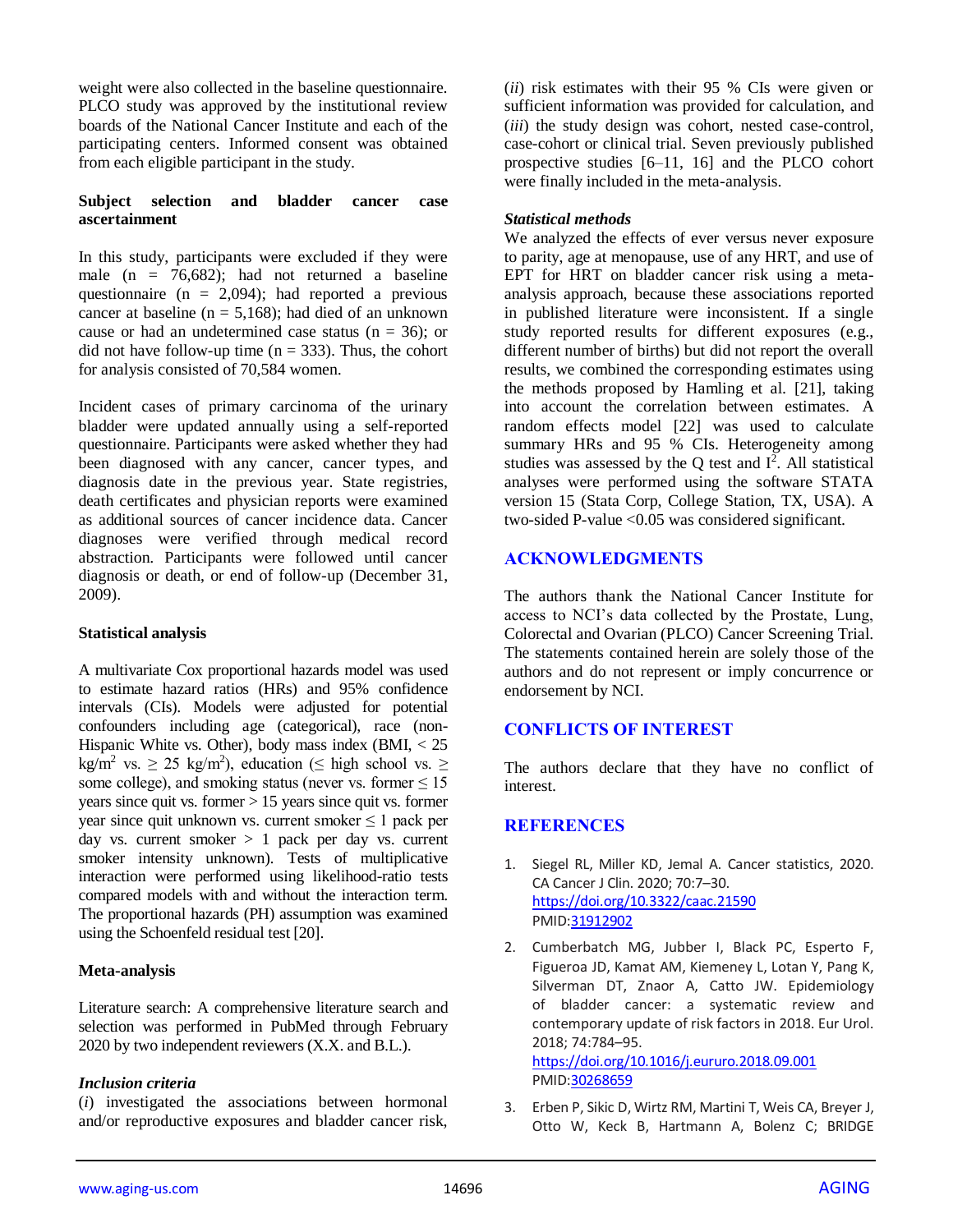weight were also collected in the baseline questionnaire. PLCO study was approved by the institutional review boards of the National Cancer Institute and each of the participating centers. Informed consent was obtained from each eligible participant in the study.

### Subject selection and bladder cancer case ascertainment

In this study, participants were excluded if they were male (n = 76,682); had not returned a baseline questionnaire (n = 2,094); had reported a previous cancer at baseline (n = 5,168); had died of an unknown cause or had an undetermined case status (n = 36); or did not have follow-up time (n = 333). Thus, the cohort for analysis consisted of 70,584 women.

Incident cases of primary carcinoma of the urinary bladder were updated annually using a self-reported questionnaire. Participants were asked whether they had been diagnosed with any cancer, cancer types, and diagnosis date in the previous year. State registries, death certificates and physician reports were examined as additional sources of cancer incidence data. Cancer diagnoses were verified through medical record abstraction. Participants were followed until cancer diagnosis or death, or end of follow-up (December 31, 2009).

### Statistical analysis

A multivariate Cox proportional hazards model was used to estimate hazard ratios (HRs) and 95% confidence intervals (CIs). Models were adjusted for potential confounders including age (categorical), race (non-Hispanic White vs. Other), body mass index (BMI, < 25 kg/m$^2$ vs. ≥ 25 kg/m$^2$), education (≤ high school vs. ≥ some college), and smoking status (never vs. former ≤ 15 years since quit vs. former > 15 years since quit vs. former year since quit unknown vs. current smoker ≤ 1 pack per day vs. current smoker > 1 pack per day vs. current smoker intensity unknown). Tests of multiplicative interaction were performed using likelihood-ratio tests compared models with and without the interaction term. The proportional hazards (PH) assumption was examined using the Schoenfeld residual test [20].

### Meta-analysis

Literature search: A comprehensive literature search and selection was performed in PubMed through February 2020 by two independent reviewers (X.X. and B.L.).

#### *Inclusion criteria*

(*i*) investigated the associations between hormonal and/or reproductive exposures and bladder cancer risk, (*ii*) risk estimates with their 95 % CIs were given or sufficient information was provided for calculation, and (*iii*) the study design was cohort, nested case-control, case-cohort or clinical trial. Seven previously published prospective studies [6–11, 16] and the PLCO cohort were finally included in the meta-analysis.

#### *Statistical methods*

We analyzed the effects of ever versus never exposure to parity, age at menopause, use of any HRT, and use of EPT for HRT on bladder cancer risk using a meta-analysis approach, because these associations reported in published literature were inconsistent. If a single study reported results for different exposures (e.g., different number of births) but did not report the overall results, we combined the corresponding estimates using the methods proposed by Hamling et al. [21], taking into account the correlation between estimates. A random effects model [22] was used to calculate summary HRs and 95 % CIs. Heterogeneity among studies was assessed by the Q test and $I^2$. All statistical analyses were performed using the software STATA version 15 (Stata Corp, College Station, TX, USA). A two-sided P-value <0.05 was considered significant.

## ACKNOWLEDGMENTS

The authors thank the National Cancer Institute for access to NCI's data collected by the Prostate, Lung, Colorectal and Ovarian (PLCO) Cancer Screening Trial. The statements contained herein are solely those of the authors and do not represent or imply concurrence or endorsement by NCI.

## CONFLICTS OF INTEREST

The authors declare that they have no conflict of interest.

## REFERENCES

1. Siegel RL, Miller KD, Jemal A. Cancer statistics, 2020. CA Cancer J Clin. 2020; 70:7–30. https://doi.org/10.3322/caac.21590 PMID:31912902
2. Cumberbatch MG, Jubber I, Black PC, Esperto F, Figueroa JD, Kamat AM, Kiemeney L, Lotan Y, Pang K, Silverman DT, Znaor A, Catto JW. Epidemiology of bladder cancer: a systematic review and contemporary update of risk factors in 2018. Eur Urol. 2018; 74:784–95. https://doi.org/10.1016/j.eururo.2018.09.001 PMID:30268659
3. Erben P, Sikic D, Wirtz RM, Martini T, Weis CA, Breyer J, Otto W, Keck B, Hartmann A, Bolenz C; BRIDGE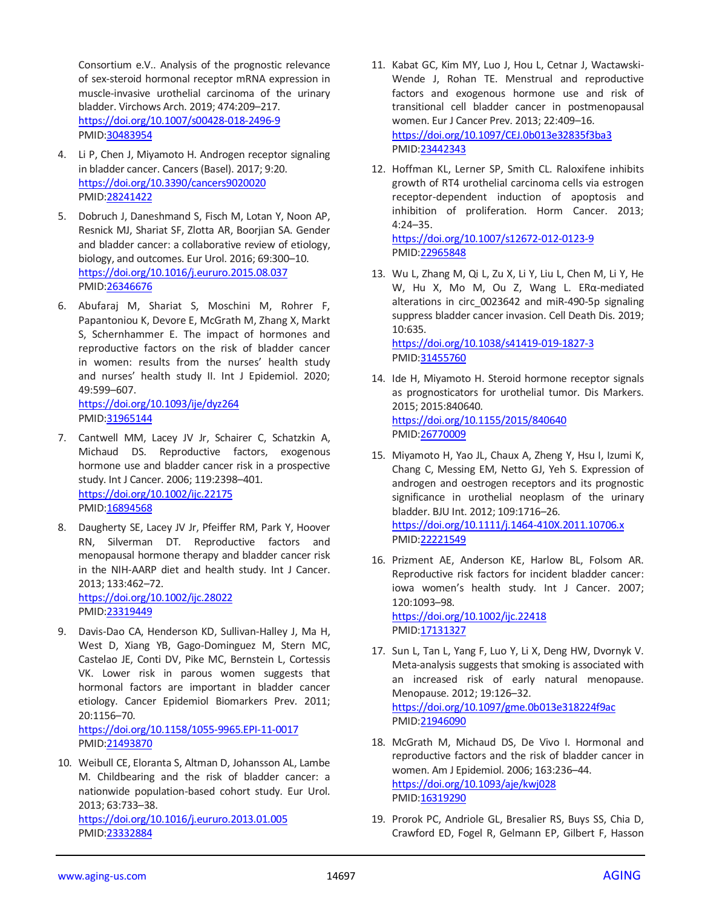Consortium e.V.. Analysis of the prognostic relevance of sex-steroid hormonal receptor mRNA expression in muscle-invasive urothelial carcinoma of the urinary bladder. Virchows Arch. 2019; 474:209–217. https://doi.org/10.1007/s00428-018-2496-9 PMID:30483954

4. Li P, Chen J, Miyamoto H. Androgen receptor signaling in bladder cancer. Cancers (Basel). 2017; 9:20. https://doi.org/10.3390/cancers9020020 PMID:28241422

5. Dobruch J, Daneshmand S, Fisch M, Lotan Y, Noon AP, Resnick MJ, Shariat SF, Zlotta AR, Boorjian SA. Gender and bladder cancer: a collaborative review of etiology, biology, and outcomes. Eur Urol. 2016; 69:300–10. https://doi.org/10.1016/j.eururo.2015.08.037 PMID:26346676

6. Abufaraj M, Shariat S, Moschini M, Rohrer F, Papantoniou K, Devore E, McGrath M, Zhang X, Markt S, Schernhammer E. The impact of hormones and reproductive factors on the risk of bladder cancer in women: results from the nurses' health study and nurses' health study II. Int J Epidemiol. 2020; 49:599–607. https://doi.org/10.1093/ije/dyz264 PMID:31965144

7. Cantwell MM, Lacey JV Jr, Schairer C, Schatzkin A, Michaud DS. Reproductive factors, exogenous hormone use and bladder cancer risk in a prospective study. Int J Cancer. 2006; 119:2398–401. https://doi.org/10.1002/ijc.22175 PMID:16894568

8. Daugherty SE, Lacey JV Jr, Pfeiffer RM, Park Y, Hoover RN, Silverman DT. Reproductive factors and menopausal hormone therapy and bladder cancer risk in the NIH-AARP diet and health study. Int J Cancer. 2013; 133:462–72. https://doi.org/10.1002/ijc.28022 PMID:23319449

9. Davis-Dao CA, Henderson KD, Sullivan-Halley J, Ma H, West D, Xiang YB, Gago-Dominguez M, Stern MC, Castelao JE, Conti DV, Pike MC, Bernstein L, Cortessis VK. Lower risk in parous women suggests that hormonal factors are important in bladder cancer etiology. Cancer Epidemiol Biomarkers Prev. 2011; 20:1156–70. https://doi.org/10.1158/1055-9965.EPI-11-0017 PMID:21493870

10. Weibull CE, Eloranta S, Altman D, Johansson AL, Lambe M. Childbearing and the risk of bladder cancer: a nationwide population-based cohort study. Eur Urol. 2013; 63:733–38. https://doi.org/10.1016/j.eururo.2013.01.005 PMID:23332884

11. Kabat GC, Kim MY, Luo J, Hou L, Cetnar J, Wactawski-Wende J, Rohan TE. Menstrual and reproductive factors and exogenous hormone use and risk of transitional cell bladder cancer in postmenopausal women. Eur J Cancer Prev. 2013; 22:409–16. https://doi.org/10.1097/CEJ.0b013e32835f3ba3 PMID:23442343

12. Hoffman KL, Lerner SP, Smith CL. Raloxifene inhibits growth of RT4 urothelial carcinoma cells via estrogen receptor-dependent induction of apoptosis and inhibition of proliferation. Horm Cancer. 2013; 4:24–35. https://doi.org/10.1007/s12672-012-0123-9 PMID:22965848

13. Wu L, Zhang M, Qi L, Zu X, Li Y, Liu L, Chen M, Li Y, He W, Hu X, Mo M, Ou Z, Wang L. ERα-mediated alterations in circ_0023642 and miR-490-5p signaling suppress bladder cancer invasion. Cell Death Dis. 2019; 10:635. https://doi.org/10.1038/s41419-019-1827-3 PMID:31455760

14. Ide H, Miyamoto H. Steroid hormone receptor signals as prognosticators for urothelial tumor. Dis Markers. 2015; 2015:840640. https://doi.org/10.1155/2015/840640 PMID:26770009

15. Miyamoto H, Yao JL, Chaux A, Zheng Y, Hsu I, Izumi K, Chang C, Messing EM, Netto GJ, Yeh S. Expression of androgen and oestrogen receptors and its prognostic significance in urothelial neoplasm of the urinary bladder. BJU Int. 2012; 109:1716–26. https://doi.org/10.1111/j.1464-410X.2011.10706.x PMID:22221549

16. Prizment AE, Anderson KE, Harlow BL, Folsom AR. Reproductive risk factors for incident bladder cancer: iowa women's health study. Int J Cancer. 2007; 120:1093–98. https://doi.org/10.1002/ijc.22418 PMID:17131327

17. Sun L, Tan L, Yang F, Luo Y, Li X, Deng HW, Dvornyk V. Meta-analysis suggests that smoking is associated with an increased risk of early natural menopause. Menopause. 2012; 19:126–32. https://doi.org/10.1097/gme.0b013e318224f9ac PMID:21946090

18. McGrath M, Michaud DS, De Vivo I. Hormonal and reproductive factors and the risk of bladder cancer in women. Am J Epidemiol. 2006; 163:236–44. https://doi.org/10.1093/aje/kwj028 PMID:16319290

19. Prorok PC, Andriole GL, Bresalier RS, Buys SS, Chia D, Crawford ED, Fogel R, Gelmann EP, Gilbert F, Hasson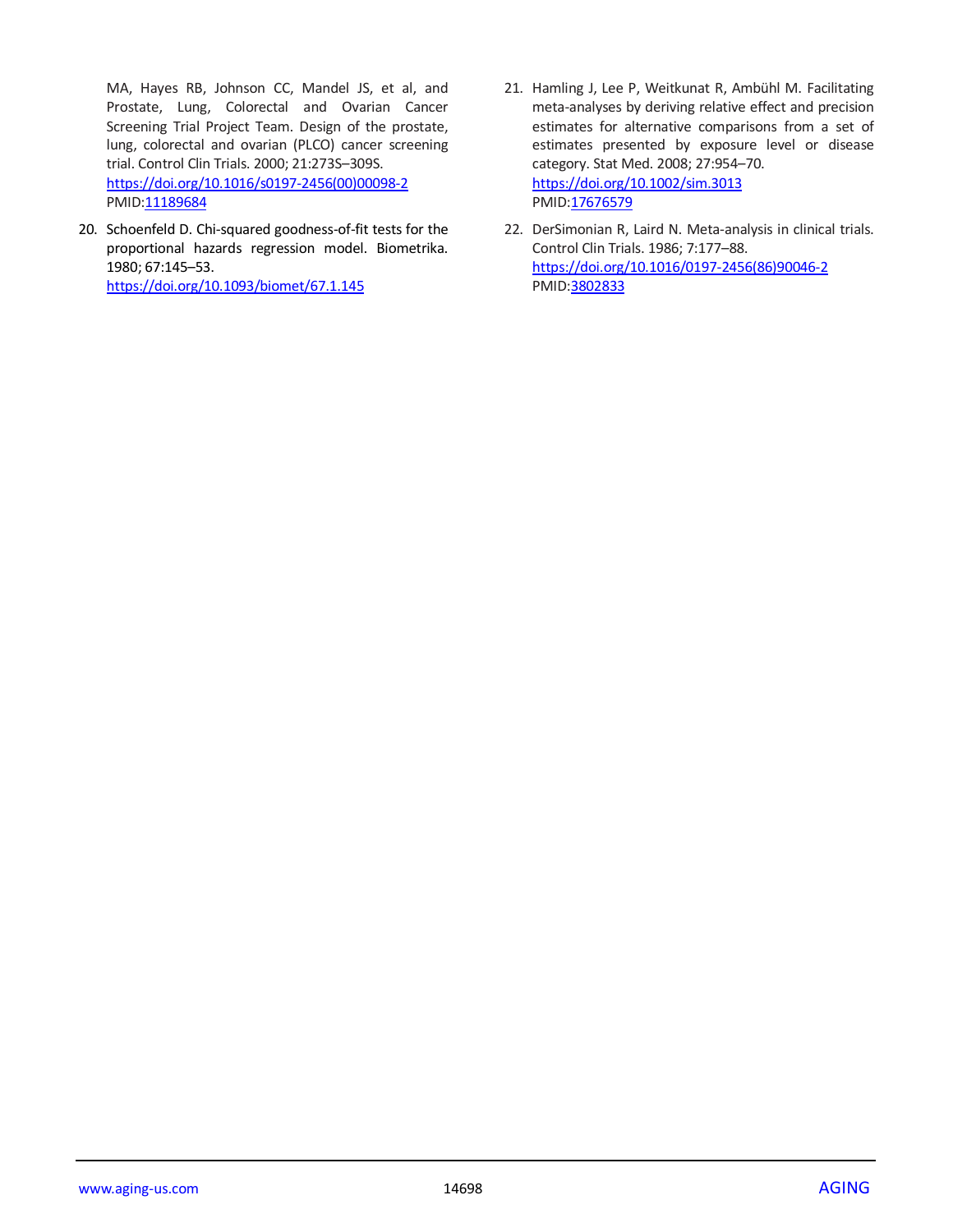MA, Hayes RB, Johnson CC, Mandel JS, et al, and Prostate, Lung, Colorectal and Ovarian Cancer Screening Trial Project Team. Design of the prostate, lung, colorectal and ovarian (PLCO) cancer screening trial. Control Clin Trials. 2000; 21:273S–309S. https://doi.org/10.1016/s0197-2456(00)00098-2 PMID:11189684

20. Schoenfeld D. Chi-squared goodness-of-fit tests for the proportional hazards regression model. Biometrika. 1980; 67:145–53. https://doi.org/10.1093/biomet/67.1.145

21. Hamling J, Lee P, Weitkunat R, Ambühl M. Facilitating meta-analyses by deriving relative effect and precision estimates for alternative comparisons from a set of estimates presented by exposure level or disease category. Stat Med. 2008; 27:954–70. https://doi.org/10.1002/sim.3013 PMID:17676579

22. DerSimonian R, Laird N. Meta-analysis in clinical trials. Control Clin Trials. 1986; 7:177–88. https://doi.org/10.1016/0197-2456(86)90046-2 PMID:3802833